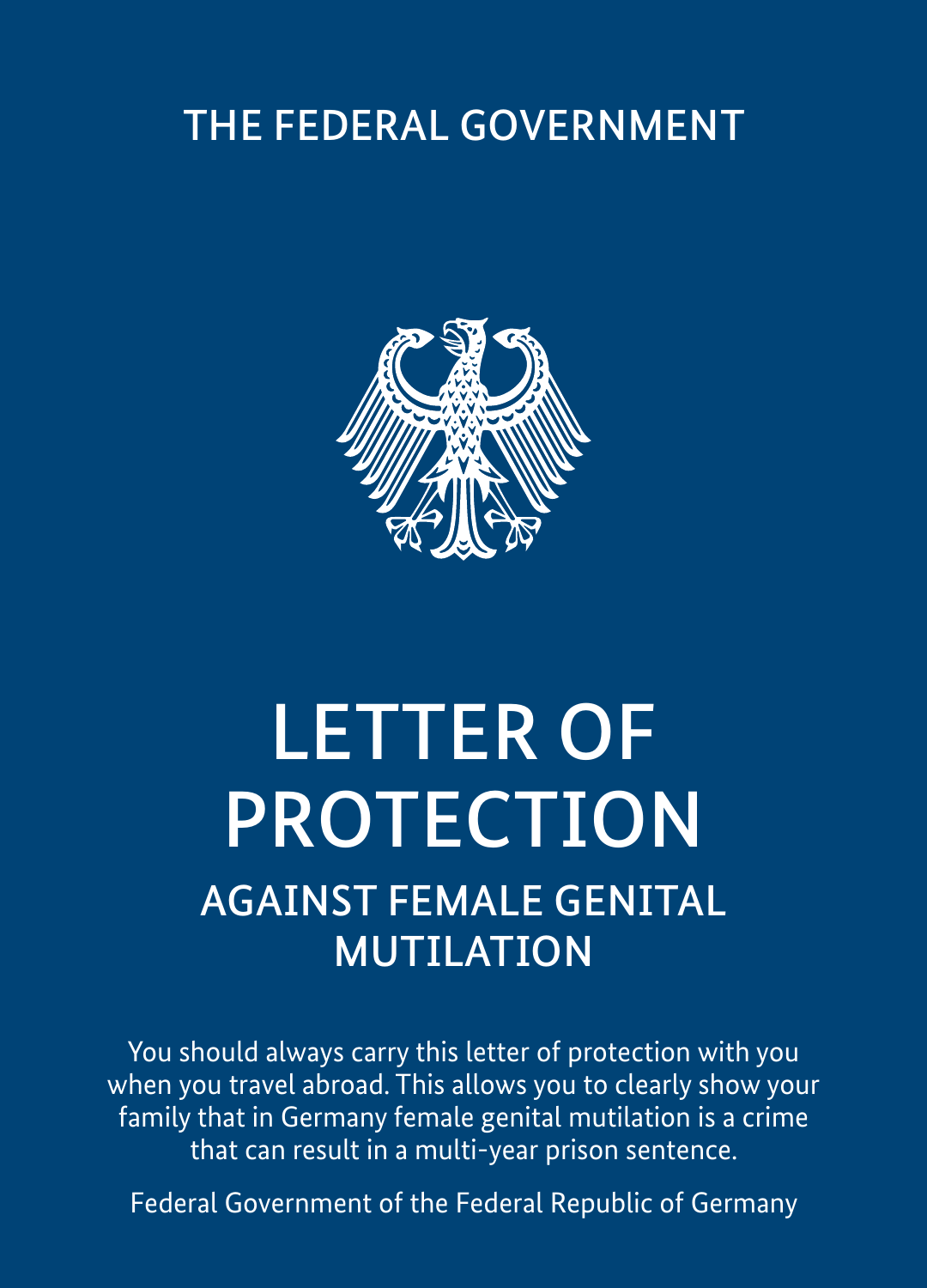THE FEDERAL GOVERNMENT

# LETTER OF PROTECTION

## AGAINST FEMALE GENITAL MUTILATION

You should always carry this letter of protection with you when you travel abroad. This allows you to clearly show your family that in Germany female genital mutilation is a crime that can result in a multi-year prison sentence.

Federal Government of the Federal Republic of Germany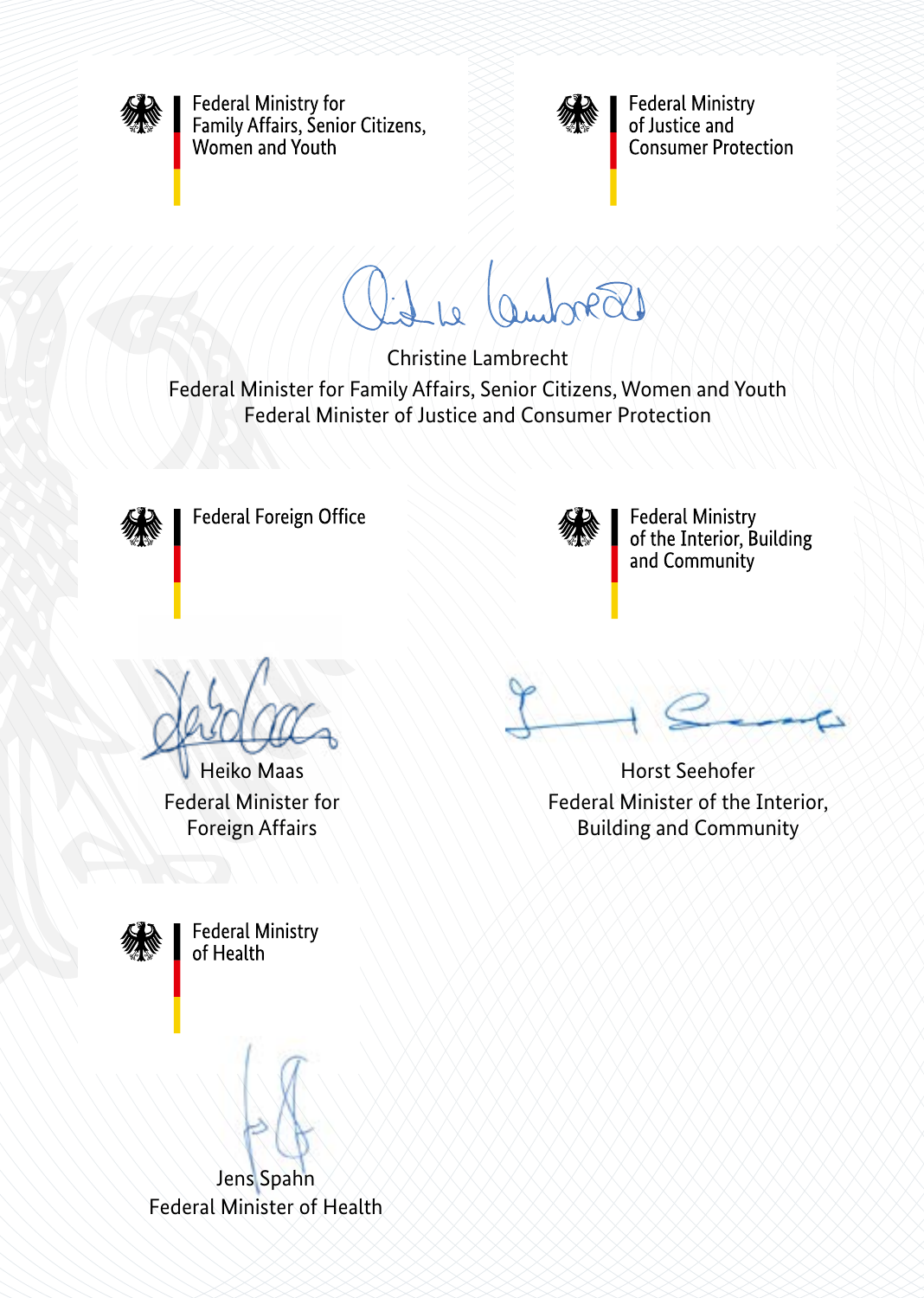Federal Ministry for Family Affairs, Senior Citizens, Women and Youth

Federal Ministry of Justice and Consumer Protection

Christine Lambrecht
Federal Minister for Family Affairs, Senior Citizens, Women and Youth
Federal Minister of Justice and Consumer Protection

Federal Foreign Office

Federal Ministry of the Interior, Building and Community

Heiko Maas
Federal Minister for Foreign Affairs

Horst Seehofer
Federal Minister of the Interior, Building and Community

Federal Ministry of Health

Jens Spahn
Federal Minister of Health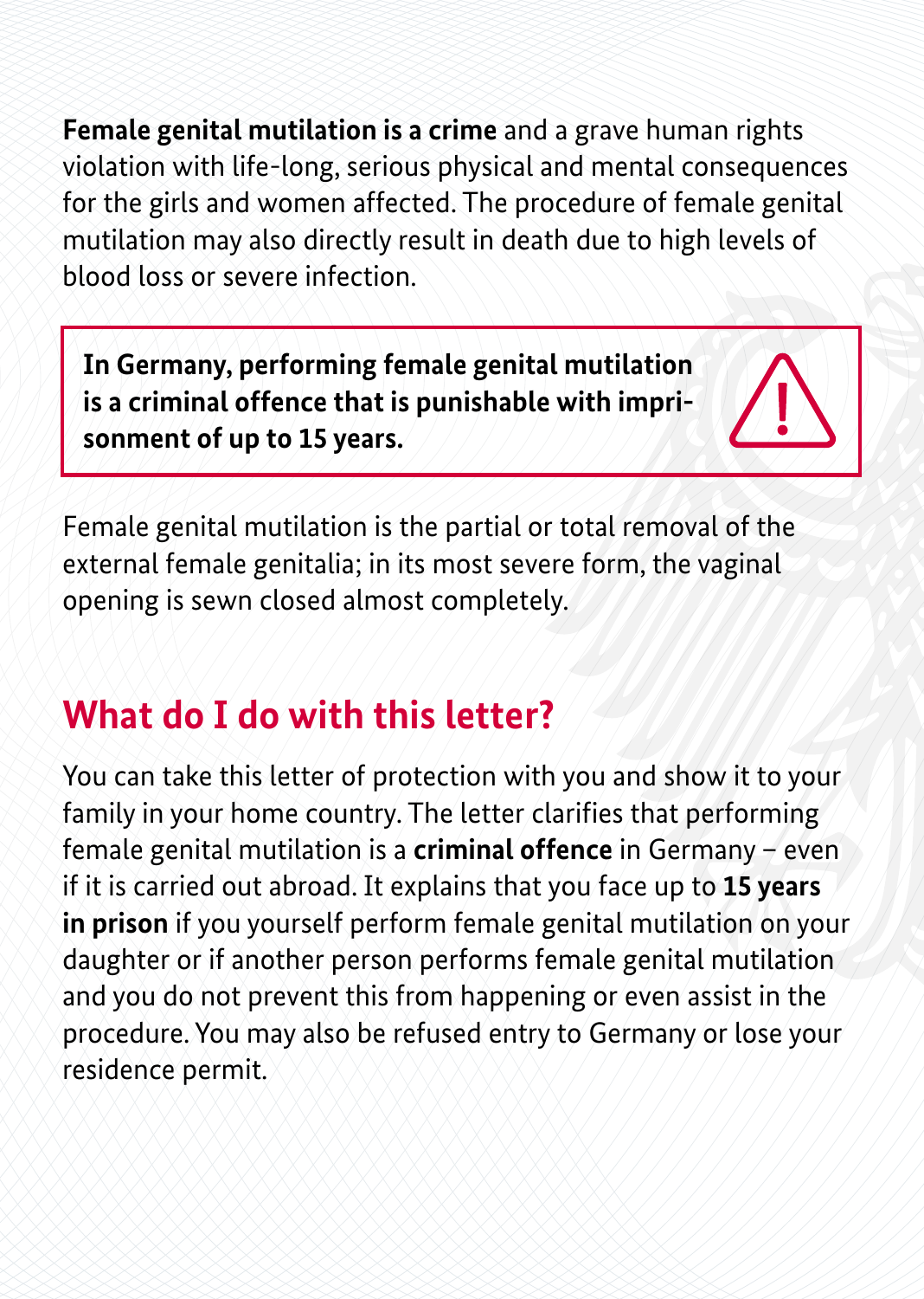**Female genital mutilation is a crime** and a grave human rights violation with life-long, serious physical and mental consequences for the girls and women affected. The procedure of female genital mutilation may also directly result in death due to high levels of blood loss or severe infection.

> **In Germany, performing female genital mutilation is a criminal offence that is punishable with imprisonment of up to 15 years.**

Female genital mutilation is the partial or total removal of the external female genitalia; in its most severe form, the vaginal opening is sewn closed almost completely.

## What do I do with this letter?

You can take this letter of protection with you and show it to your family in your home country. The letter clarifies that performing female genital mutilation is a **criminal offence** in Germany – even if it is carried out abroad. It explains that you face up to **15 years in prison** if you yourself perform female genital mutilation on your daughter or if another person performs female genital mutilation and you do not prevent this from happening or even assist in the procedure. You may also be refused entry to Germany or lose your residence permit.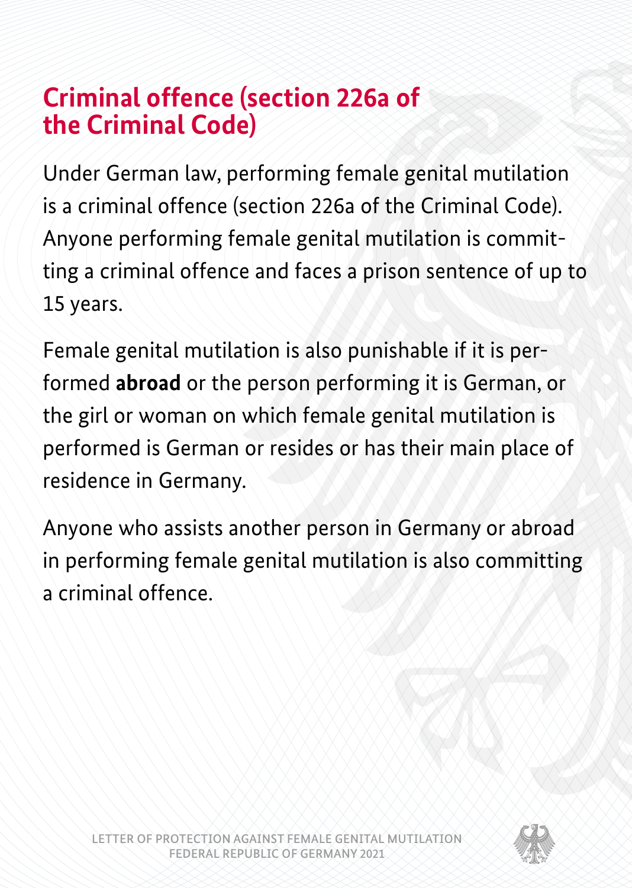## Criminal offence (section 226a of the Criminal Code)

Under German law, performing female genital mutilation is a criminal offence (section 226a of the Criminal Code). Anyone performing female genital mutilation is committing a criminal offence and faces a prison sentence of up to 15 years.

Female genital mutilation is also punishable if it is performed **abroad** or the person performing it is German, or the girl or woman on which female genital mutilation is performed is German or resides or has their main place of residence in Germany.

Anyone who assists another person in Germany or abroad in performing female genital mutilation is also committing a criminal offence.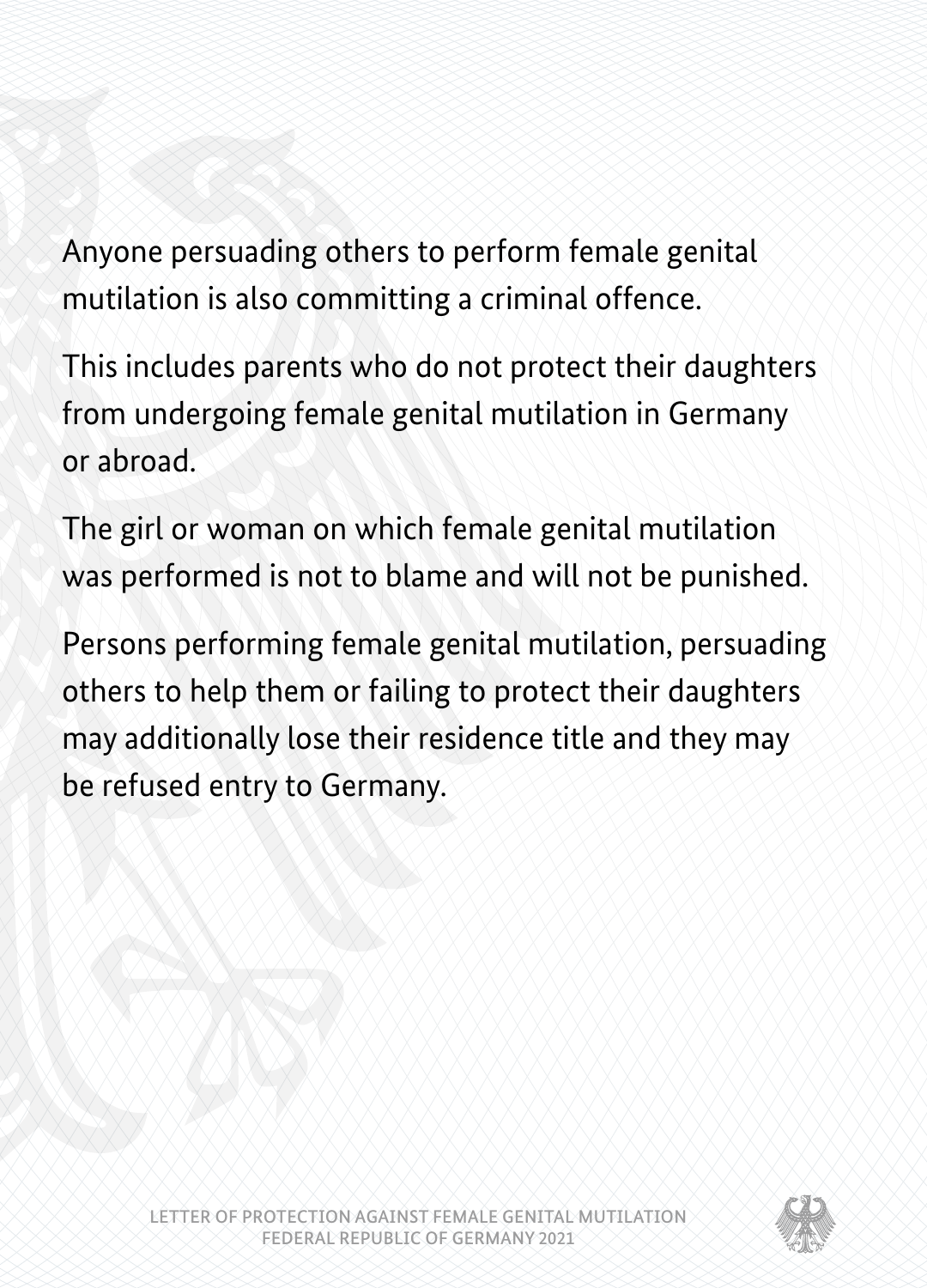Anyone persuading others to perform female genital mutilation is also committing a criminal offence.

This includes parents who do not protect their daughters from undergoing female genital mutilation in Germany or abroad.

The girl or woman on which female genital mutilation was performed is not to blame and will not be punished.

Persons performing female genital mutilation, persuading others to help them or failing to protect their daughters may additionally lose their residence title and they may be refused entry to Germany.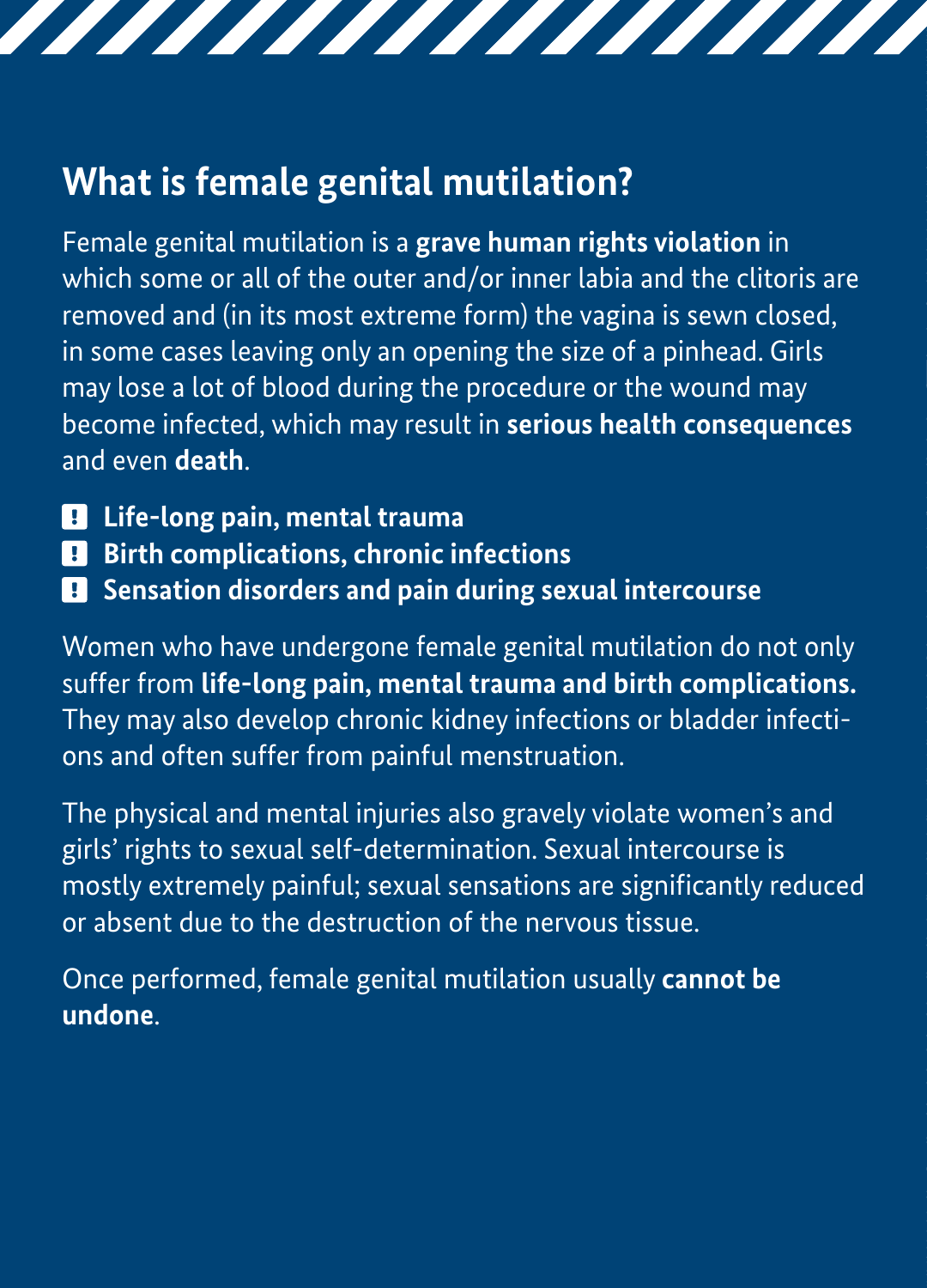## What is female genital mutilation?

Female genital mutilation is a **grave human rights violation** in which some or all of the outer and/or inner labia and the clitoris are removed and (in its most extreme form) the vagina is sewn closed, in some cases leaving only an opening the size of a pinhead. Girls may lose a lot of blood during the procedure or the wound may become infected, which may result in **serious health consequences** and even **death**.

- **Life-long pain, mental trauma**
- **Birth complications, chronic infections**
- **Sensation disorders and pain during sexual intercourse**

Women who have undergone female genital mutilation do not only suffer from **life-long pain, mental trauma and birth complications.** They may also develop chronic kidney infections or bladder infections and often suffer from painful menstruation.

The physical and mental injuries also gravely violate women's and girls' rights to sexual self-determination. Sexual intercourse is mostly extremely painful; sexual sensations are significantly reduced or absent due to the destruction of the nervous tissue.

Once performed, female genital mutilation usually **cannot be undone**.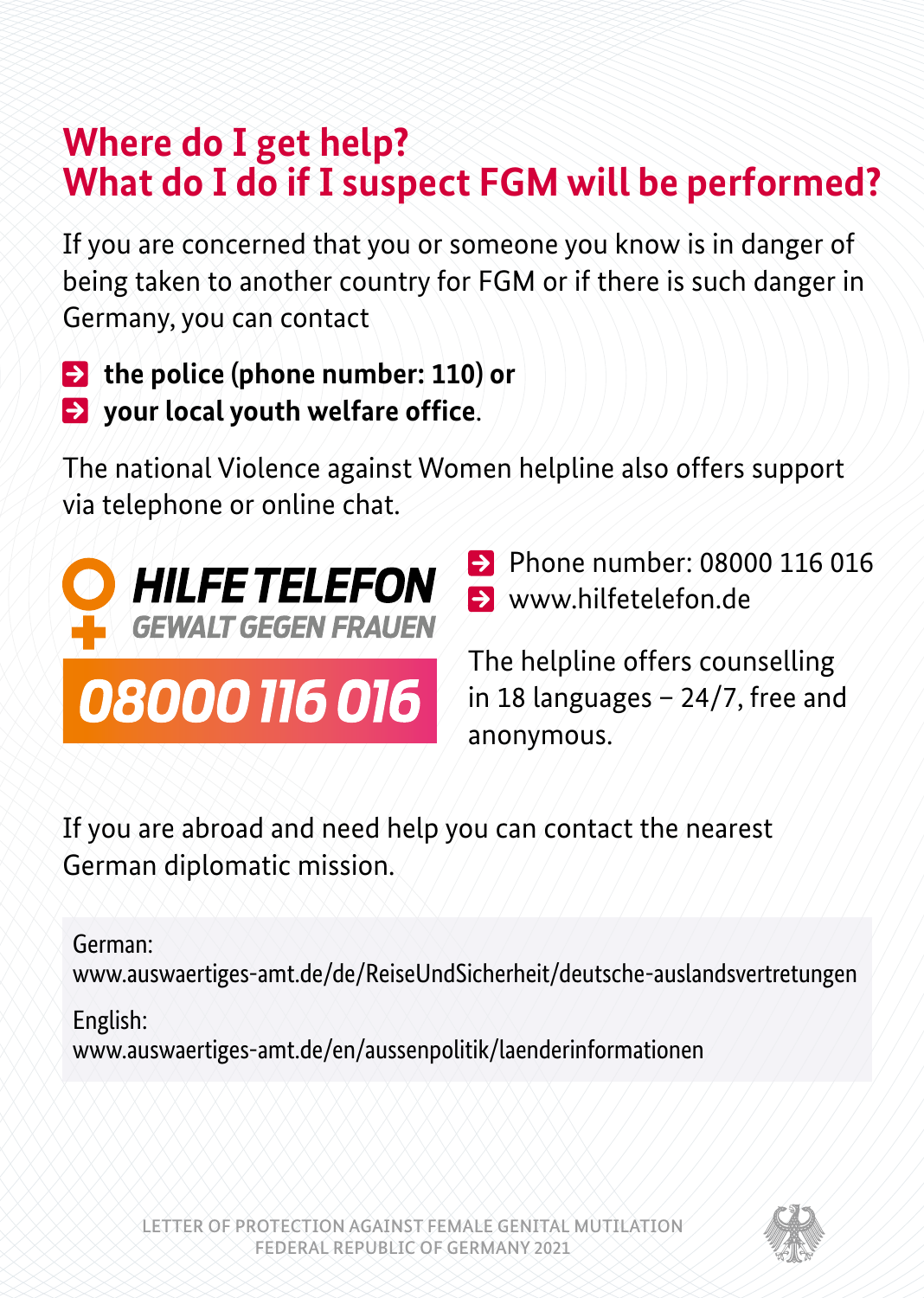# Where do I get help?
# What do I do if I suspect FGM will be performed?

If you are concerned that you or someone you know is in danger of being taken to another country for FGM or if there is such danger in Germany, you can contact

- **the police (phone number: 110) or**
- **your local youth welfare office**.

The national Violence against Women helpline also offers support via telephone or online chat.

**HILFE TELEFON**
**GEWALT GEGEN FRAUEN**
**08000 116 016**

- Phone number: 08000 116 016
- www.hilfetelefon.de

The helpline offers counselling in 18 languages – 24/7, free and anonymous.

If you are abroad and need help you can contact the nearest German diplomatic mission.

German:
www.auswaertiges-amt.de/de/ReiseUndSicherheit/deutsche-auslandsvertretungen

English:
www.auswaertiges-amt.de/en/aussenpolitik/laenderinformationen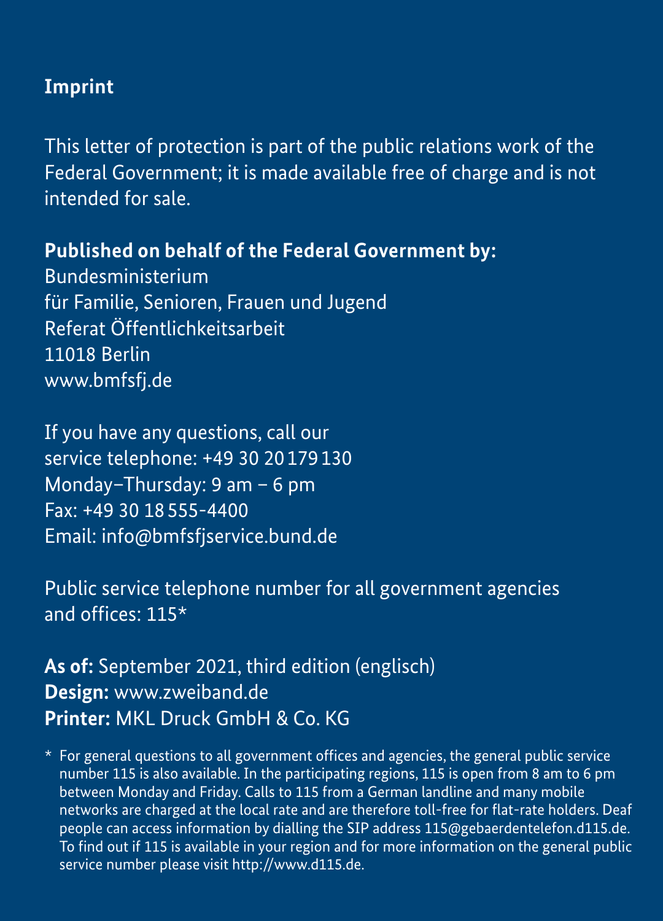## Imprint

This letter of protection is part of the public relations work of the Federal Government; it is made available free of charge and is not intended for sale.

**Published on behalf of the Federal Government by:**
Bundesministerium
für Familie, Senioren, Frauen und Jugend
Referat Öffentlichkeitsarbeit
11018 Berlin
www.bmfsfj.de

If you have any questions, call our
service telephone: +49 30 20 179 130
Monday–Thursday: 9 am – 6 pm
Fax: +49 30 18 555-4400
Email: info@bmfsfjservice.bund.de

Public service telephone number for all government agencies and offices: 115*

**As of:** September 2021, third edition (englisch)
**Design:** www.zweiband.de
**Printer:** MKL Druck GmbH & Co. KG

\* For general questions to all government offices and agencies, the general public service number 115 is also available. In the participating regions, 115 is open from 8 am to 6 pm between Monday and Friday. Calls to 115 from a German landline and many mobile networks are charged at the local rate and are therefore toll-free for flat-rate holders. Deaf people can access information by dialling the SIP address 115@gebaerdentelefon.d115.de. To find out if 115 is available in your region and for more information on the general public service number please visit http://www.d115.de.